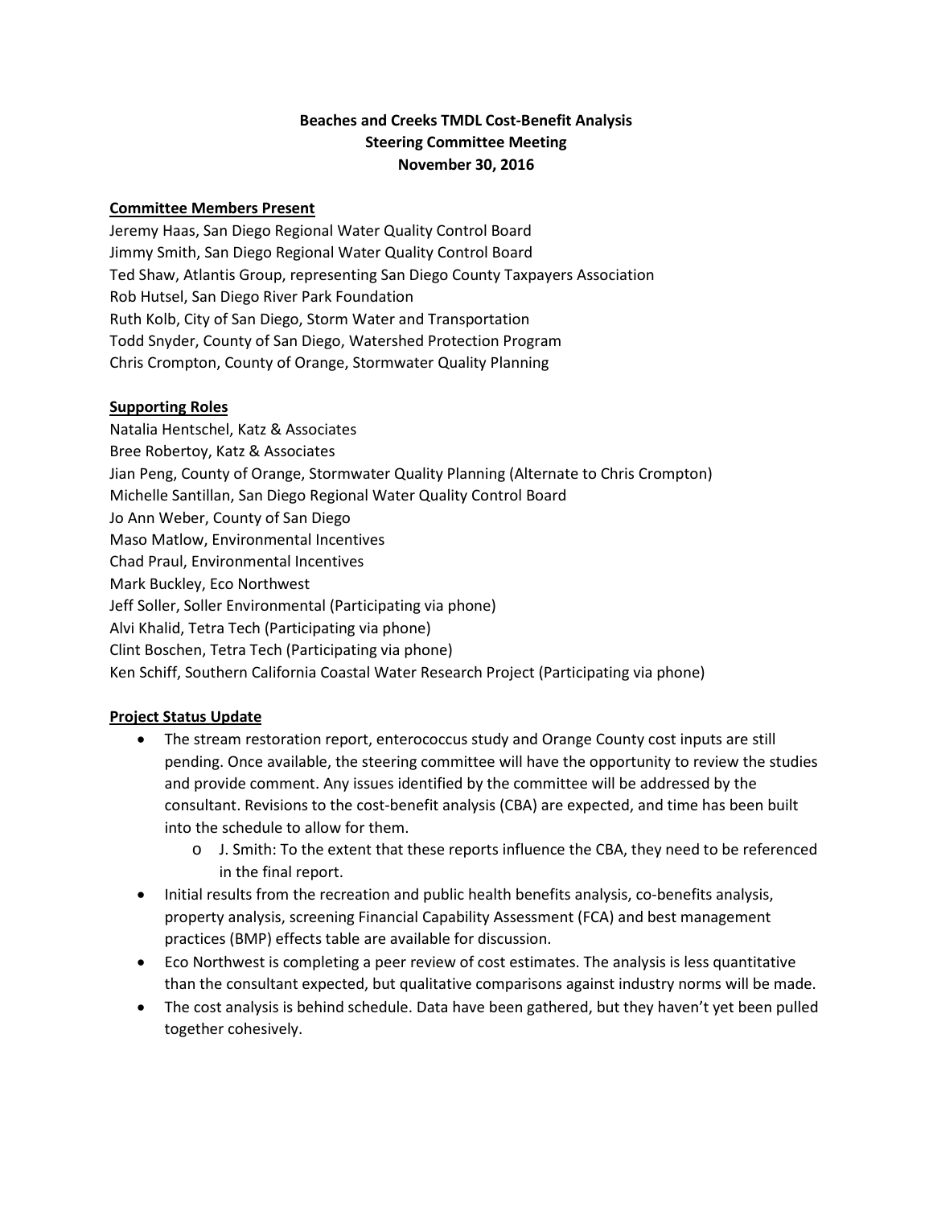# Beaches and Creeks TMDL Cost-Benefit Analysis
## Steering Committee Meeting
## November 30, 2016

**Committee Members Present**

Jeremy Haas, San Diego Regional Water Quality Control Board
Jimmy Smith, San Diego Regional Water Quality Control Board
Ted Shaw, Atlantis Group, representing San Diego County Taxpayers Association
Rob Hutsel, San Diego River Park Foundation
Ruth Kolb, City of San Diego, Storm Water and Transportation
Todd Snyder, County of San Diego, Watershed Protection Program
Chris Crompton, County of Orange, Stormwater Quality Planning

**Supporting Roles**

Natalia Hentschel, Katz & Associates
Bree Robertoy, Katz & Associates
Jian Peng, County of Orange, Stormwater Quality Planning (Alternate to Chris Crompton)
Michelle Santillan, San Diego Regional Water Quality Control Board
Jo Ann Weber, County of San Diego
Maso Matlow, Environmental Incentives
Chad Praul, Environmental Incentives
Mark Buckley, Eco Northwest
Jeff Soller, Soller Environmental (Participating via phone)
Alvi Khalid, Tetra Tech (Participating via phone)
Clint Boschen, Tetra Tech (Participating via phone)
Ken Schiff, Southern California Coastal Water Research Project (Participating via phone)

**Project Status Update**

- The stream restoration report, enterococcus study and Orange County cost inputs are still pending. Once available, the steering committee will have the opportunity to review the studies and provide comment. Any issues identified by the committee will be addressed by the consultant. Revisions to the cost-benefit analysis (CBA) are expected, and time has been built into the schedule to allow for them.
  - J. Smith: To the extent that these reports influence the CBA, they need to be referenced in the final report.
- Initial results from the recreation and public health benefits analysis, co-benefits analysis, property analysis, screening Financial Capability Assessment (FCA) and best management practices (BMP) effects table are available for discussion.
- Eco Northwest is completing a peer review of cost estimates. The analysis is less quantitative than the consultant expected, but qualitative comparisons against industry norms will be made.
- The cost analysis is behind schedule. Data have been gathered, but they haven't yet been pulled together cohesively.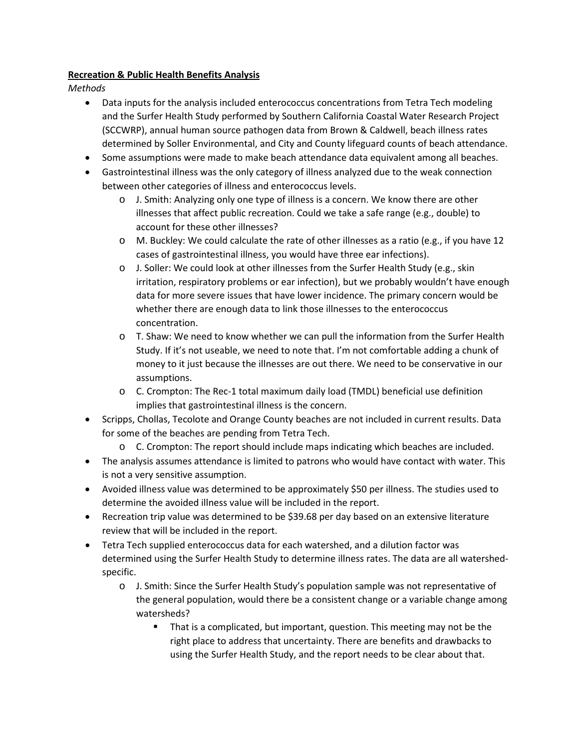**Recreation & Public Health Benefits Analysis**

*Methods*

- Data inputs for the analysis included enterococcus concentrations from Tetra Tech modeling and the Surfer Health Study performed by Southern California Coastal Water Research Project (SCCWRP), annual human source pathogen data from Brown & Caldwell, beach illness rates determined by Soller Environmental, and City and County lifeguard counts of beach attendance.
- Some assumptions were made to make beach attendance data equivalent among all beaches.
- Gastrointestinal illness was the only category of illness analyzed due to the weak connection between other categories of illness and enterococcus levels.
    - J. Smith: Analyzing only one type of illness is a concern. We know there are other illnesses that affect public recreation. Could we take a safe range (e.g., double) to account for these other illnesses?
    - M. Buckley: We could calculate the rate of other illnesses as a ratio (e.g., if you have 12 cases of gastrointestinal illness, you would have three ear infections).
    - J. Soller: We could look at other illnesses from the Surfer Health Study (e.g., skin irritation, respiratory problems or ear infection), but we probably wouldn't have enough data for more severe issues that have lower incidence. The primary concern would be whether there are enough data to link those illnesses to the enterococcus concentration.
    - T. Shaw: We need to know whether we can pull the information from the Surfer Health Study. If it's not useable, we need to note that. I'm not comfortable adding a chunk of money to it just because the illnesses are out there. We need to be conservative in our assumptions.
    - C. Crompton: The Rec-1 total maximum daily load (TMDL) beneficial use definition implies that gastrointestinal illness is the concern.
- Scripps, Chollas, Tecolote and Orange County beaches are not included in current results. Data for some of the beaches are pending from Tetra Tech.
    - C. Crompton: The report should include maps indicating which beaches are included.
- The analysis assumes attendance is limited to patrons who would have contact with water. This is not a very sensitive assumption.
- Avoided illness value was determined to be approximately $50 per illness. The studies used to determine the avoided illness value will be included in the report.
- Recreation trip value was determined to be $39.68 per day based on an extensive literature review that will be included in the report.
- Tetra Tech supplied enterococcus data for each watershed, and a dilution factor was determined using the Surfer Health Study to determine illness rates. The data are all watershed-specific.
    - J. Smith: Since the Surfer Health Study's population sample was not representative of the general population, would there be a consistent change or a variable change among watersheds?
        - That is a complicated, but important, question. This meeting may not be the right place to address that uncertainty. There are benefits and drawbacks to using the Surfer Health Study, and the report needs to be clear about that.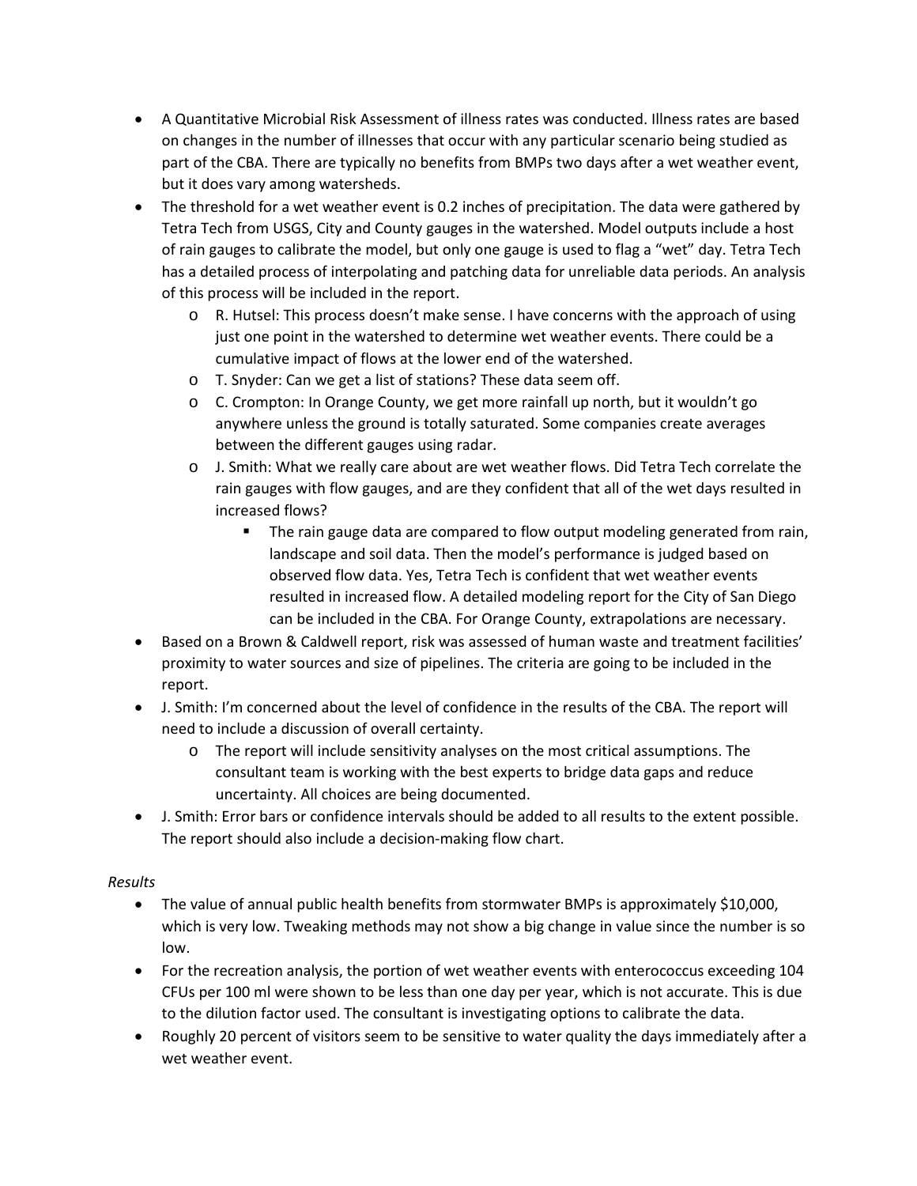- A Quantitative Microbial Risk Assessment of illness rates was conducted. Illness rates are based on changes in the number of illnesses that occur with any particular scenario being studied as part of the CBA. There are typically no benefits from BMPs two days after a wet weather event, but it does vary among watersheds.
- The threshold for a wet weather event is 0.2 inches of precipitation. The data were gathered by Tetra Tech from USGS, City and County gauges in the watershed. Model outputs include a host of rain gauges to calibrate the model, but only one gauge is used to flag a "wet" day. Tetra Tech has a detailed process of interpolating and patching data for unreliable data periods. An analysis of this process will be included in the report.
  - R. Hutsel: This process doesn't make sense. I have concerns with the approach of using just one point in the watershed to determine wet weather events. There could be a cumulative impact of flows at the lower end of the watershed.
  - T. Snyder: Can we get a list of stations? These data seem off.
  - C. Crompton: In Orange County, we get more rainfall up north, but it wouldn't go anywhere unless the ground is totally saturated. Some companies create averages between the different gauges using radar.
  - J. Smith: What we really care about are wet weather flows. Did Tetra Tech correlate the rain gauges with flow gauges, and are they confident that all of the wet days resulted in increased flows?
    - The rain gauge data are compared to flow output modeling generated from rain, landscape and soil data. Then the model's performance is judged based on observed flow data. Yes, Tetra Tech is confident that wet weather events resulted in increased flow. A detailed modeling report for the City of San Diego can be included in the CBA. For Orange County, extrapolations are necessary.
- Based on a Brown & Caldwell report, risk was assessed of human waste and treatment facilities' proximity to water sources and size of pipelines. The criteria are going to be included in the report.
- J. Smith: I'm concerned about the level of confidence in the results of the CBA. The report will need to include a discussion of overall certainty.
  - The report will include sensitivity analyses on the most critical assumptions. The consultant team is working with the best experts to bridge data gaps and reduce uncertainty. All choices are being documented.
- J. Smith: Error bars or confidence intervals should be added to all results to the extent possible. The report should also include a decision-making flow chart.

*Results*

- The value of annual public health benefits from stormwater BMPs is approximately $10,000, which is very low. Tweaking methods may not show a big change in value since the number is so low.
- For the recreation analysis, the portion of wet weather events with enterococcus exceeding 104 CFUs per 100 ml were shown to be less than one day per year, which is not accurate. This is due to the dilution factor used. The consultant is investigating options to calibrate the data.
- Roughly 20 percent of visitors seem to be sensitive to water quality the days immediately after a wet weather event.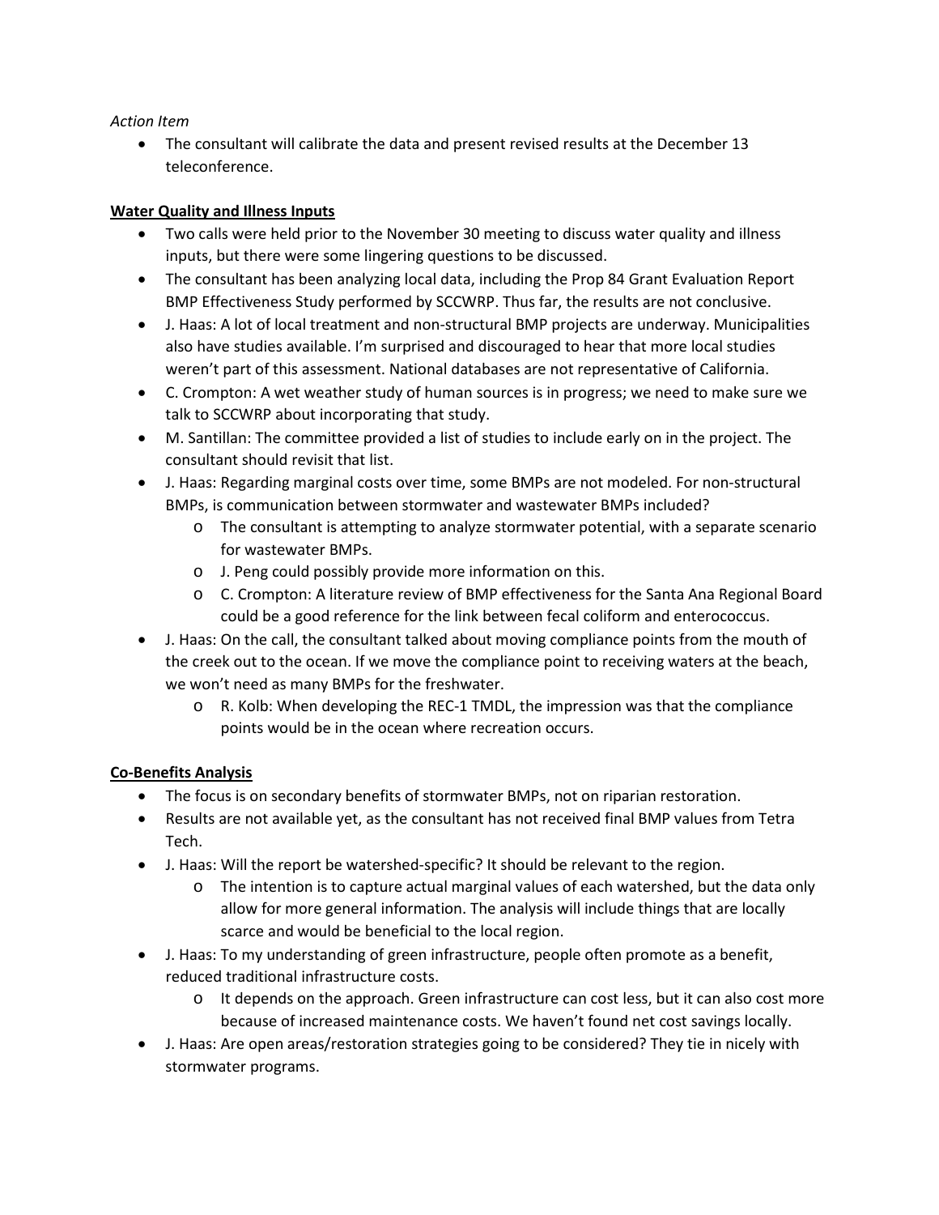*Action Item*

- The consultant will calibrate the data and present revised results at the December 13 teleconference.

**Water Quality and Illness Inputs**

- Two calls were held prior to the November 30 meeting to discuss water quality and illness inputs, but there were some lingering questions to be discussed.
- The consultant has been analyzing local data, including the Prop 84 Grant Evaluation Report BMP Effectiveness Study performed by SCCWRP. Thus far, the results are not conclusive.
- J. Haas: A lot of local treatment and non-structural BMP projects are underway. Municipalities also have studies available. I'm surprised and discouraged to hear that more local studies weren't part of this assessment. National databases are not representative of California.
- C. Crompton: A wet weather study of human sources is in progress; we need to make sure we talk to SCCWRP about incorporating that study.
- M. Santillan: The committee provided a list of studies to include early on in the project. The consultant should revisit that list.
- J. Haas: Regarding marginal costs over time, some BMPs are not modeled. For non-structural BMPs, is communication between stormwater and wastewater BMPs included?
    - The consultant is attempting to analyze stormwater potential, with a separate scenario for wastewater BMPs.
    - J. Peng could possibly provide more information on this.
    - C. Crompton: A literature review of BMP effectiveness for the Santa Ana Regional Board could be a good reference for the link between fecal coliform and enterococcus.
- J. Haas: On the call, the consultant talked about moving compliance points from the mouth of the creek out to the ocean. If we move the compliance point to receiving waters at the beach, we won't need as many BMPs for the freshwater.
    - R. Kolb: When developing the REC-1 TMDL, the impression was that the compliance points would be in the ocean where recreation occurs.

**Co-Benefits Analysis**

- The focus is on secondary benefits of stormwater BMPs, not on riparian restoration.
- Results are not available yet, as the consultant has not received final BMP values from Tetra Tech.
- J. Haas: Will the report be watershed-specific? It should be relevant to the region.
    - The intention is to capture actual marginal values of each watershed, but the data only allow for more general information. The analysis will include things that are locally scarce and would be beneficial to the local region.
- J. Haas: To my understanding of green infrastructure, people often promote as a benefit, reduced traditional infrastructure costs.
    - It depends on the approach. Green infrastructure can cost less, but it can also cost more because of increased maintenance costs. We haven't found net cost savings locally.
- J. Haas: Are open areas/restoration strategies going to be considered? They tie in nicely with stormwater programs.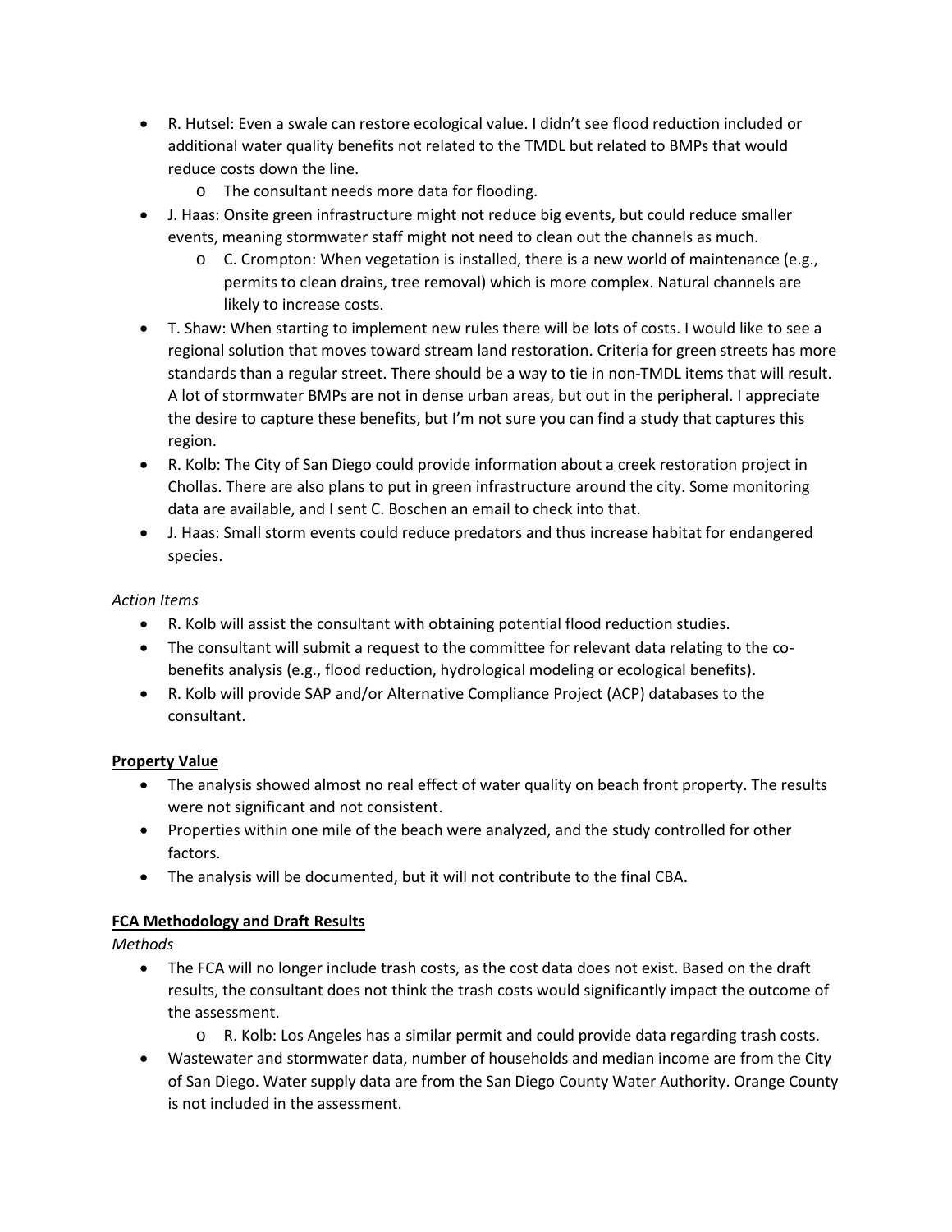- R. Hutsel: Even a swale can restore ecological value. I didn't see flood reduction included or additional water quality benefits not related to the TMDL but related to BMPs that would reduce costs down the line.
  - The consultant needs more data for flooding.
- J. Haas: Onsite green infrastructure might not reduce big events, but could reduce smaller events, meaning stormwater staff might not need to clean out the channels as much.
  - C. Crompton: When vegetation is installed, there is a new world of maintenance (e.g., permits to clean drains, tree removal) which is more complex. Natural channels are likely to increase costs.
- T. Shaw: When starting to implement new rules there will be lots of costs. I would like to see a regional solution that moves toward stream land restoration. Criteria for green streets has more standards than a regular street. There should be a way to tie in non-TMDL items that will result. A lot of stormwater BMPs are not in dense urban areas, but out in the peripheral. I appreciate the desire to capture these benefits, but I'm not sure you can find a study that captures this region.
- R. Kolb: The City of San Diego could provide information about a creek restoration project in Chollas. There are also plans to put in green infrastructure around the city. Some monitoring data are available, and I sent C. Boschen an email to check into that.
- J. Haas: Small storm events could reduce predators and thus increase habitat for endangered species.

*Action Items*

- R. Kolb will assist the consultant with obtaining potential flood reduction studies.
- The consultant will submit a request to the committee for relevant data relating to the co-benefits analysis (e.g., flood reduction, hydrological modeling or ecological benefits).
- R. Kolb will provide SAP and/or Alternative Compliance Project (ACP) databases to the consultant.

**Property Value**

- The analysis showed almost no real effect of water quality on beach front property. The results were not significant and not consistent.
- Properties within one mile of the beach were analyzed, and the study controlled for other factors.
- The analysis will be documented, but it will not contribute to the final CBA.

**FCA Methodology and Draft Results**

*Methods*

- The FCA will no longer include trash costs, as the cost data does not exist. Based on the draft results, the consultant does not think the trash costs would significantly impact the outcome of the assessment.
  - R. Kolb: Los Angeles has a similar permit and could provide data regarding trash costs.
- Wastewater and stormwater data, number of households and median income are from the City of San Diego. Water supply data are from the San Diego County Water Authority. Orange County is not included in the assessment.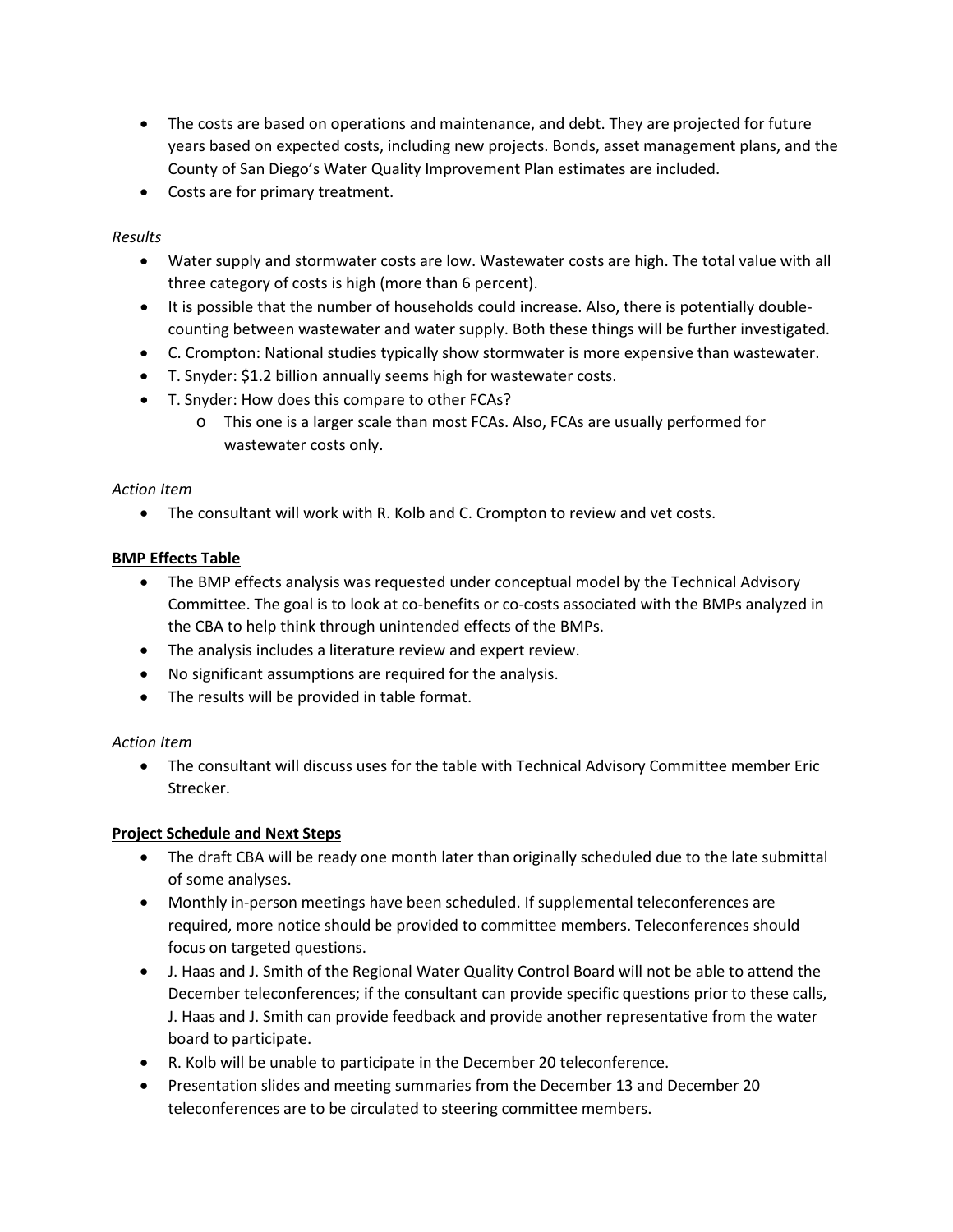- The costs are based on operations and maintenance, and debt. They are projected for future years based on expected costs, including new projects. Bonds, asset management plans, and the County of San Diego's Water Quality Improvement Plan estimates are included.
- Costs are for primary treatment.

*Results*

- Water supply and stormwater costs are low. Wastewater costs are high. The total value with all three category of costs is high (more than 6 percent).
- It is possible that the number of households could increase. Also, there is potentially double-counting between wastewater and water supply. Both these things will be further investigated.
- C. Crompton: National studies typically show stormwater is more expensive than wastewater.
- T. Snyder: $1.2 billion annually seems high for wastewater costs.
- T. Snyder: How does this compare to other FCAs?
    - This one is a larger scale than most FCAs. Also, FCAs are usually performed for wastewater costs only.

*Action Item*

- The consultant will work with R. Kolb and C. Crompton to review and vet costs.

**BMP Effects Table**

- The BMP effects analysis was requested under conceptual model by the Technical Advisory Committee. The goal is to look at co-benefits or co-costs associated with the BMPs analyzed in the CBA to help think through unintended effects of the BMPs.
- The analysis includes a literature review and expert review.
- No significant assumptions are required for the analysis.
- The results will be provided in table format.

*Action Item*

- The consultant will discuss uses for the table with Technical Advisory Committee member Eric Strecker.

**Project Schedule and Next Steps**

- The draft CBA will be ready one month later than originally scheduled due to the late submittal of some analyses.
- Monthly in-person meetings have been scheduled. If supplemental teleconferences are required, more notice should be provided to committee members. Teleconferences should focus on targeted questions.
- J. Haas and J. Smith of the Regional Water Quality Control Board will not be able to attend the December teleconferences; if the consultant can provide specific questions prior to these calls, J. Haas and J. Smith can provide feedback and provide another representative from the water board to participate.
- R. Kolb will be unable to participate in the December 20 teleconference.
- Presentation slides and meeting summaries from the December 13 and December 20 teleconferences are to be circulated to steering committee members.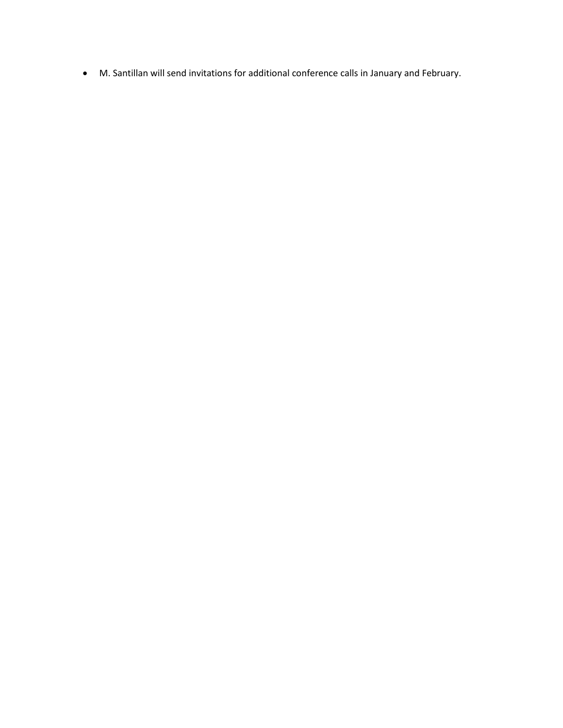- M. Santillan will send invitations for additional conference calls in January and February.